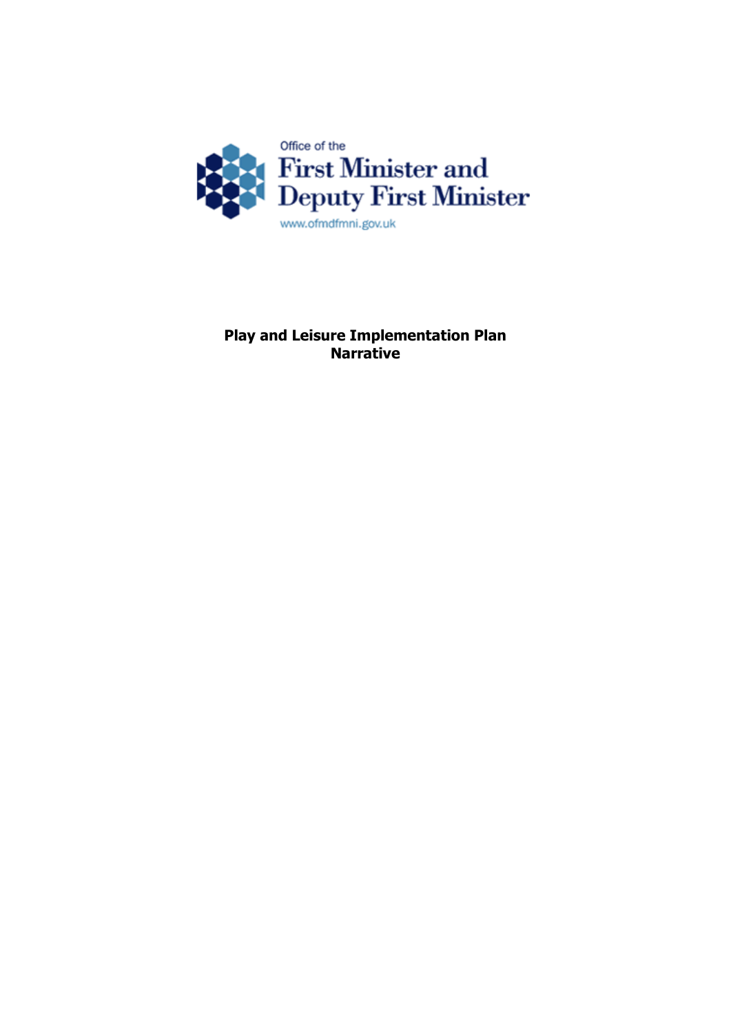Office of the

First Minister and Deputy First Minister

www.ofmdfmni.gov.uk

# Play and Leisure Implementation Plan Narrative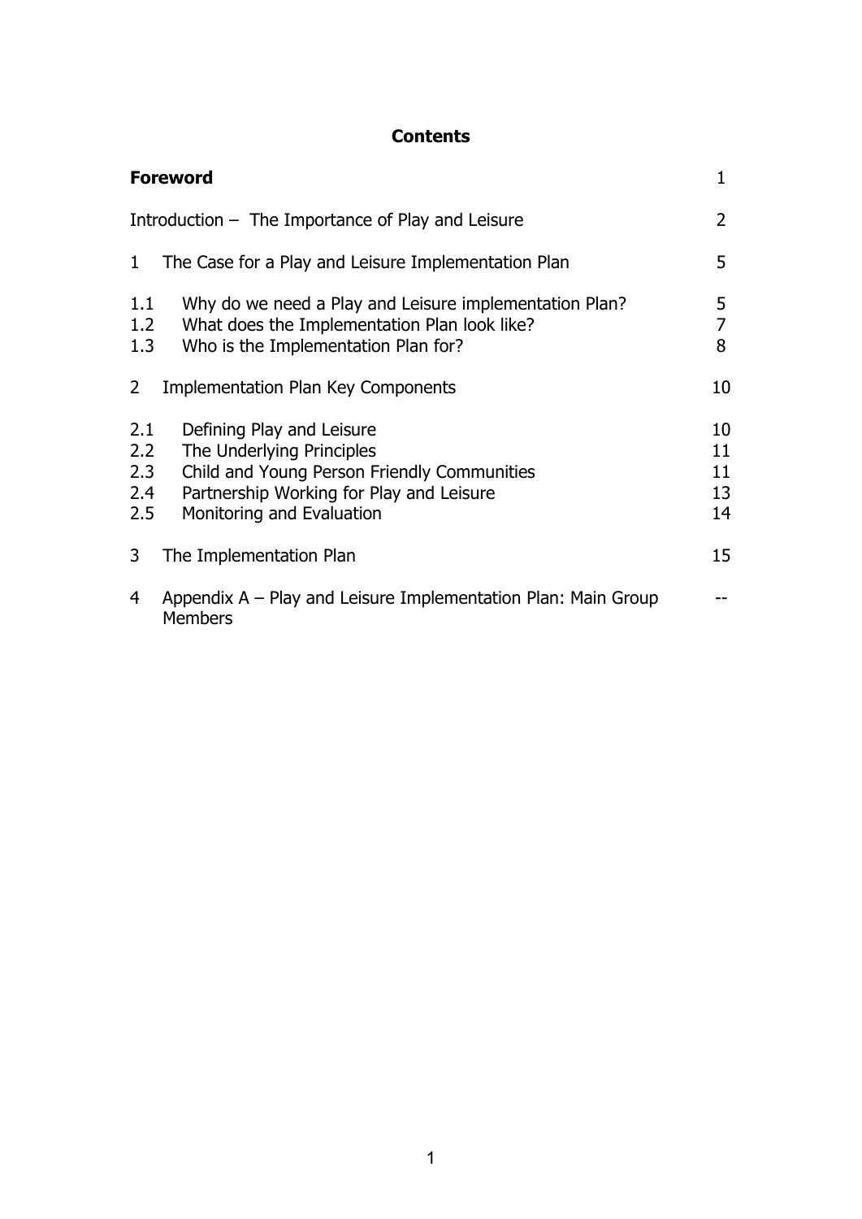# Contents

| | | |
|---|---|---|
| **Foreword** | | 1 |
| Introduction – The Importance of Play and Leisure | | 2 |
| 1 | The Case for a Play and Leisure Implementation Plan | 5 |
| 1.1 | Why do we need a Play and Leisure implementation Plan? | 5 |
| 1.2 | What does the Implementation Plan look like? | 7 |
| 1.3 | Who is the Implementation Plan for? | 8 |
| 2 | Implementation Plan Key Components | 10 |
| 2.1 | Defining Play and Leisure | 10 |
| 2.2 | The Underlying Principles | 11 |
| 2.3 | Child and Young Person Friendly Communities | 11 |
| 2.4 | Partnership Working for Play and Leisure | 13 |
| 2.5 | Monitoring and Evaluation | 14 |
| 3 | The Implementation Plan | 15 |
| 4 | Appendix A – Play and Leisure Implementation Plan: Main Group Members | -- |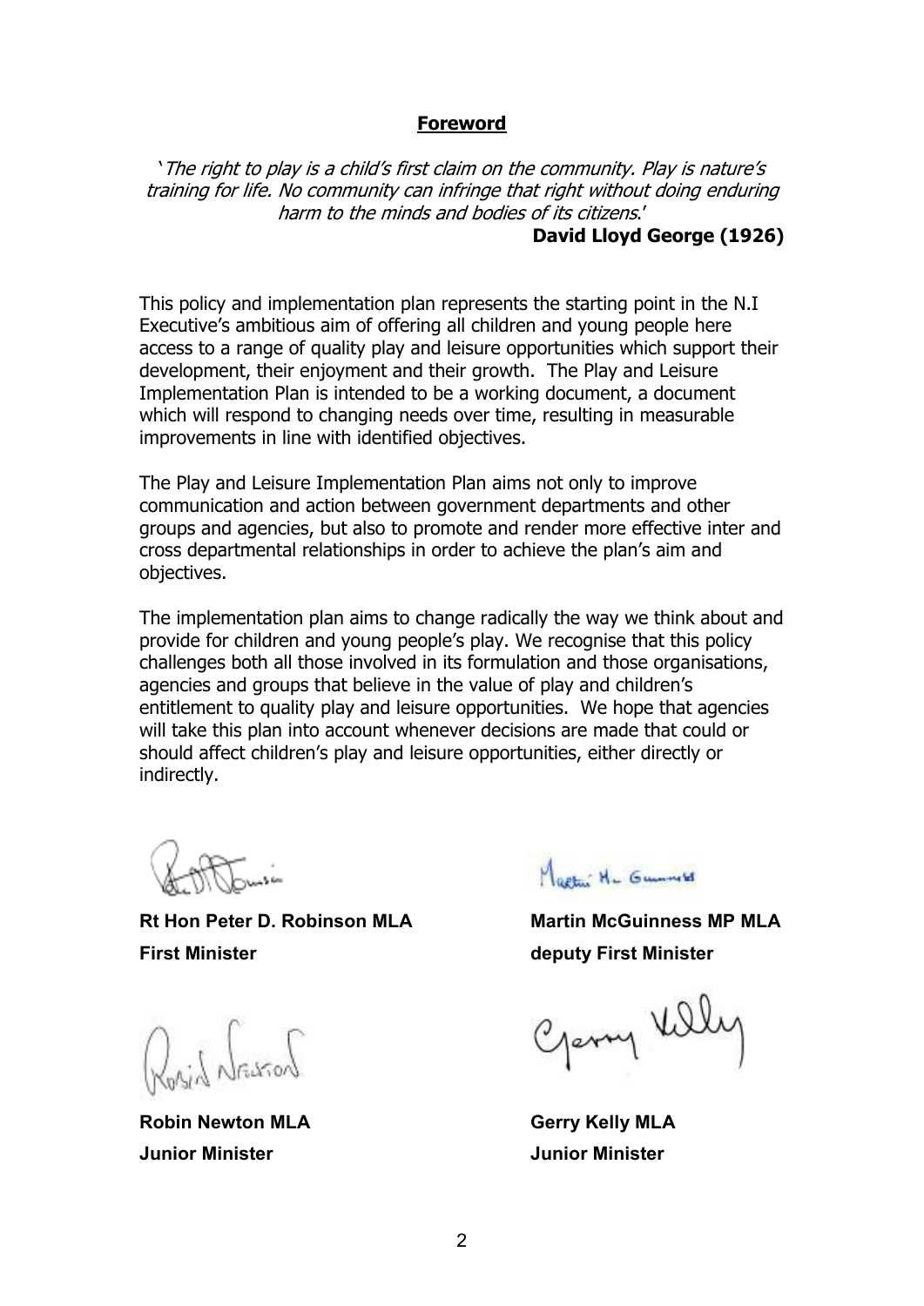## Foreword

*'The right to play is a child's first claim on the community. Play is nature's training for life. No community can infringe that right without doing enduring harm to the minds and bodies of its citizens.'*

**David Lloyd George (1926)**

This policy and implementation plan represents the starting point in the N.I Executive's ambitious aim of offering all children and young people here access to a range of quality play and leisure opportunities which support their development, their enjoyment and their growth. The Play and Leisure Implementation Plan is intended to be a working document, a document which will respond to changing needs over time, resulting in measurable improvements in line with identified objectives.

The Play and Leisure Implementation Plan aims not only to improve communication and action between government departments and other groups and agencies, but also to promote and render more effective inter and cross departmental relationships in order to achieve the plan's aim and objectives.

The implementation plan aims to change radically the way we think about and provide for children and young people's play. We recognise that this policy challenges both all those involved in its formulation and those organisations, agencies and groups that believe in the value of play and children's entitlement to quality play and leisure opportunities. We hope that agencies will take this plan into account whenever decisions are made that could or should affect children's play and leisure opportunities, either directly or indirectly.

**Rt Hon Peter D. Robinson MLA**
**First Minister**

**Martin McGuinness MP MLA**
**deputy First Minister**

**Robin Newton MLA**
**Junior Minister**

**Gerry Kelly MLA**
**Junior Minister**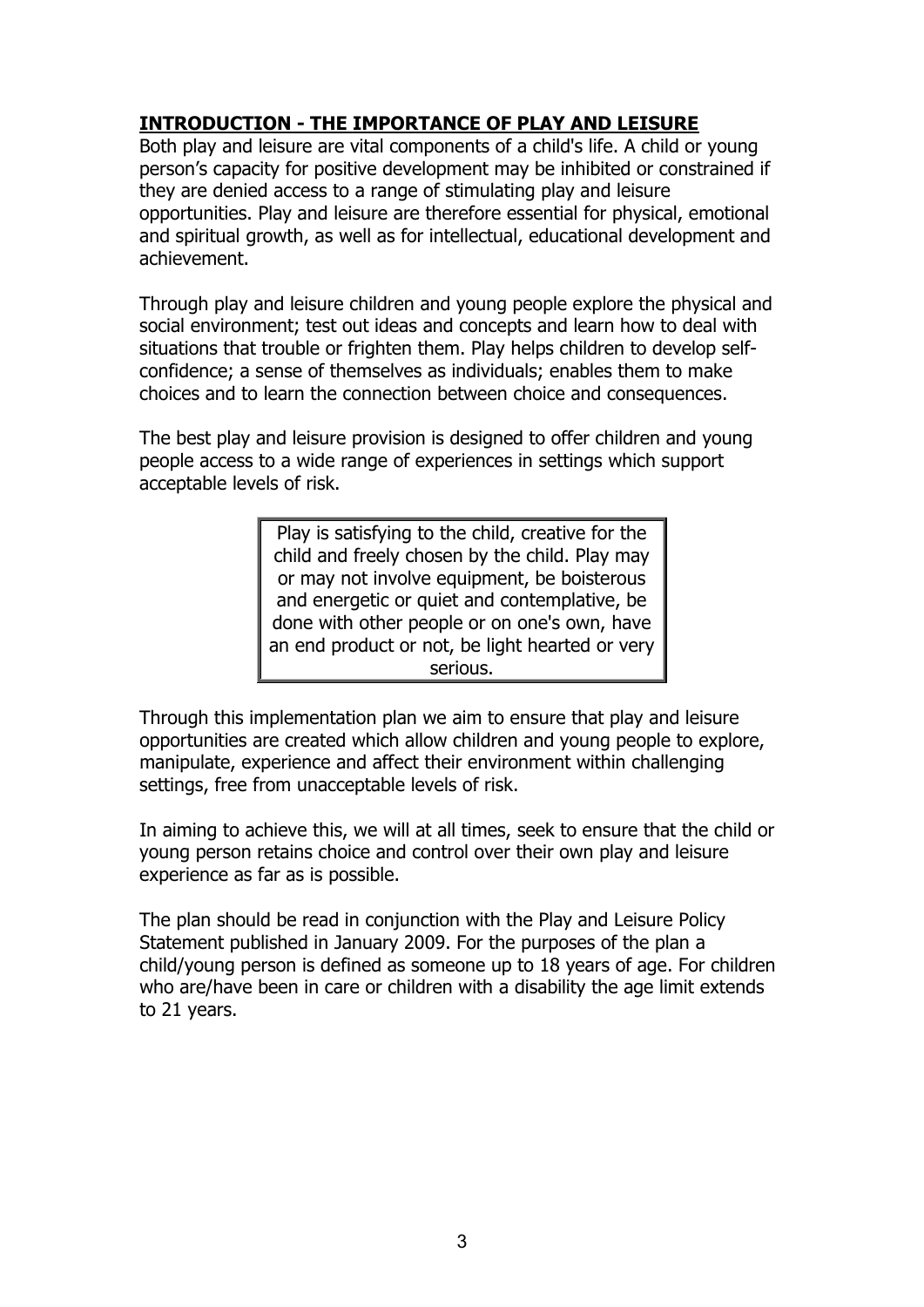## **INTRODUCTION - THE IMPORTANCE OF PLAY AND LEISURE**

Both play and leisure are vital components of a child's life. A child or young person's capacity for positive development may be inhibited or constrained if they are denied access to a range of stimulating play and leisure opportunities. Play and leisure are therefore essential for physical, emotional and spiritual growth, as well as for intellectual, educational development and achievement.

Through play and leisure children and young people explore the physical and social environment; test out ideas and concepts and learn how to deal with situations that trouble or frighten them. Play helps children to develop self-confidence; a sense of themselves as individuals; enables them to make choices and to learn the connection between choice and consequences.

The best play and leisure provision is designed to offer children and young people access to a wide range of experiences in settings which support acceptable levels of risk.

> Play is satisfying to the child, creative for the child and freely chosen by the child. Play may or may not involve equipment, be boisterous and energetic or quiet and contemplative, be done with other people or on one's own, have an end product or not, be light hearted or very serious.

Through this implementation plan we aim to ensure that play and leisure opportunities are created which allow children and young people to explore, manipulate, experience and affect their environment within challenging settings, free from unacceptable levels of risk.

In aiming to achieve this, we will at all times, seek to ensure that the child or young person retains choice and control over their own play and leisure experience as far as is possible.

The plan should be read in conjunction with the Play and Leisure Policy Statement published in January 2009. For the purposes of the plan a child/young person is defined as someone up to 18 years of age. For children who are/have been in care or children with a disability the age limit extends to 21 years.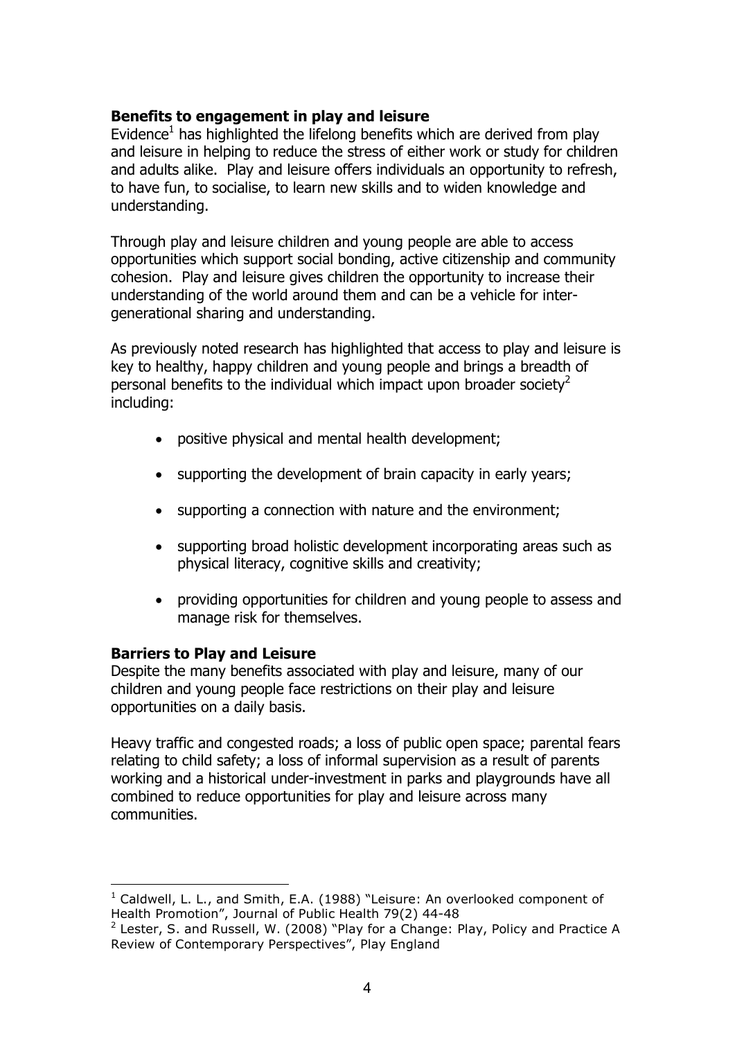### Benefits to engagement in play and leisure

Evidence[1] has highlighted the lifelong benefits which are derived from play and leisure in helping to reduce the stress of either work or study for children and adults alike. Play and leisure offers individuals an opportunity to refresh, to have fun, to socialise, to learn new skills and to widen knowledge and understanding.

Through play and leisure children and young people are able to access opportunities which support social bonding, active citizenship and community cohesion. Play and leisure gives children the opportunity to increase their understanding of the world around them and can be a vehicle for inter-generational sharing and understanding.

As previously noted research has highlighted that access to play and leisure is key to healthy, happy children and young people and brings a breadth of personal benefits to the individual which impact upon broader society[2] including:

- positive physical and mental health development;
- supporting the development of brain capacity in early years;
- supporting a connection with nature and the environment;
- supporting broad holistic development incorporating areas such as physical literacy, cognitive skills and creativity;
- providing opportunities for children and young people to assess and manage risk for themselves.

### Barriers to Play and Leisure

Despite the many benefits associated with play and leisure, many of our children and young people face restrictions on their play and leisure opportunities on a daily basis.

Heavy traffic and congested roads; a loss of public open space; parental fears relating to child safety; a loss of informal supervision as a result of parents working and a historical under-investment in parks and playgrounds have all combined to reduce opportunities for play and leisure across many communities.

---

[1] Caldwell, L. L., and Smith, E.A. (1988) "Leisure: An overlooked component of Health Promotion", Journal of Public Health 79(2) 44-48

[2] Lester, S. and Russell, W. (2008) "Play for a Change: Play, Policy and Practice A Review of Contemporary Perspectives", Play England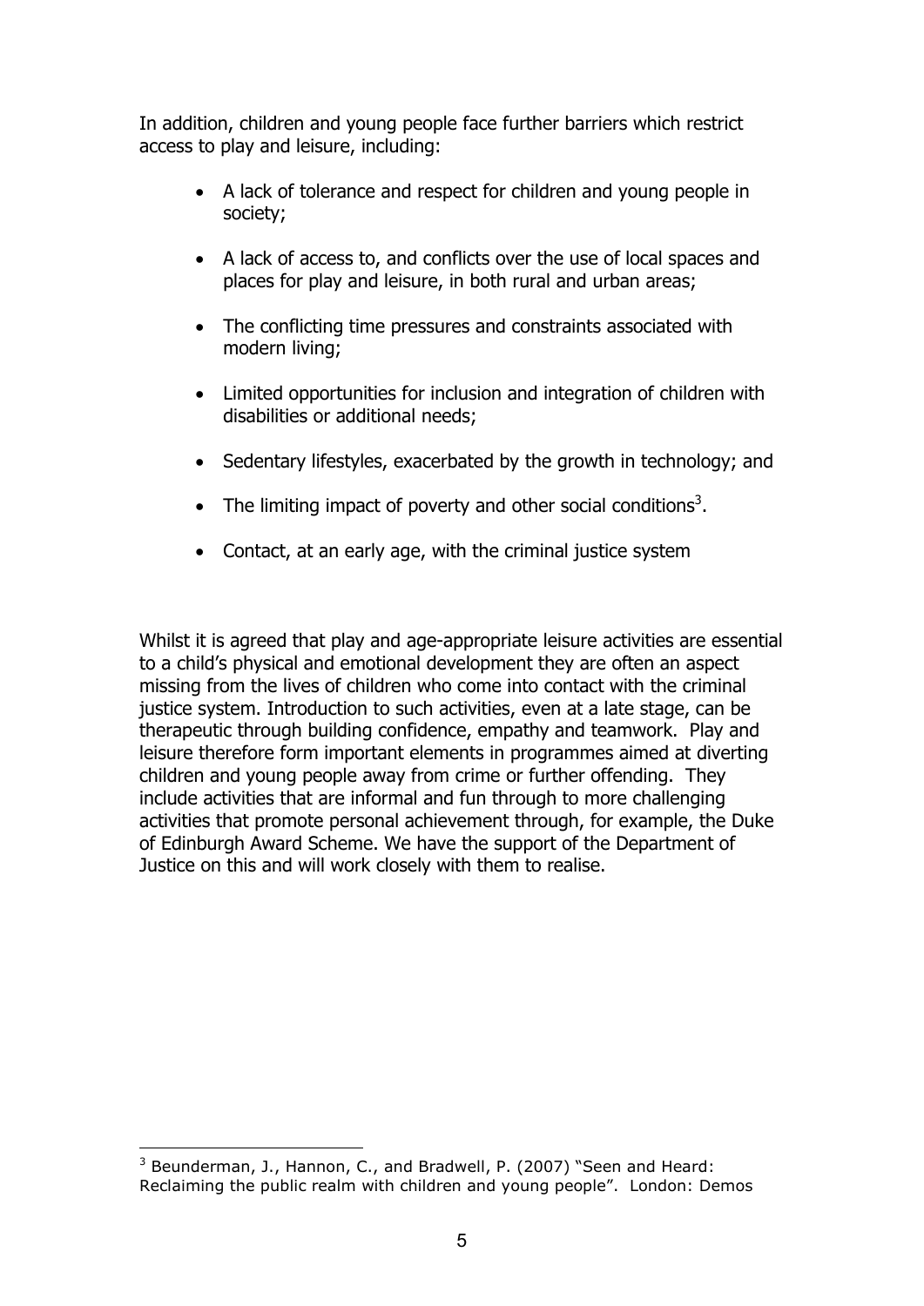In addition, children and young people face further barriers which restrict access to play and leisure, including:

- A lack of tolerance and respect for children and young people in society;
- A lack of access to, and conflicts over the use of local spaces and places for play and leisure, in both rural and urban areas;
- The conflicting time pressures and constraints associated with modern living;
- Limited opportunities for inclusion and integration of children with disabilities or additional needs;
- Sedentary lifestyles, exacerbated by the growth in technology; and
- The limiting impact of poverty and other social conditions[3].
- Contact, at an early age, with the criminal justice system

Whilst it is agreed that play and age-appropriate leisure activities are essential to a child's physical and emotional development they are often an aspect missing from the lives of children who come into contact with the criminal justice system. Introduction to such activities, even at a late stage, can be therapeutic through building confidence, empathy and teamwork. Play and leisure therefore form important elements in programmes aimed at diverting children and young people away from crime or further offending. They include activities that are informal and fun through to more challenging activities that promote personal achievement through, for example, the Duke of Edinburgh Award Scheme. We have the support of the Department of Justice on this and will work closely with them to realise.

[3] Beunderman, J., Hannon, C., and Bradwell, P. (2007) "Seen and Heard: Reclaiming the public realm with children and young people". London: Demos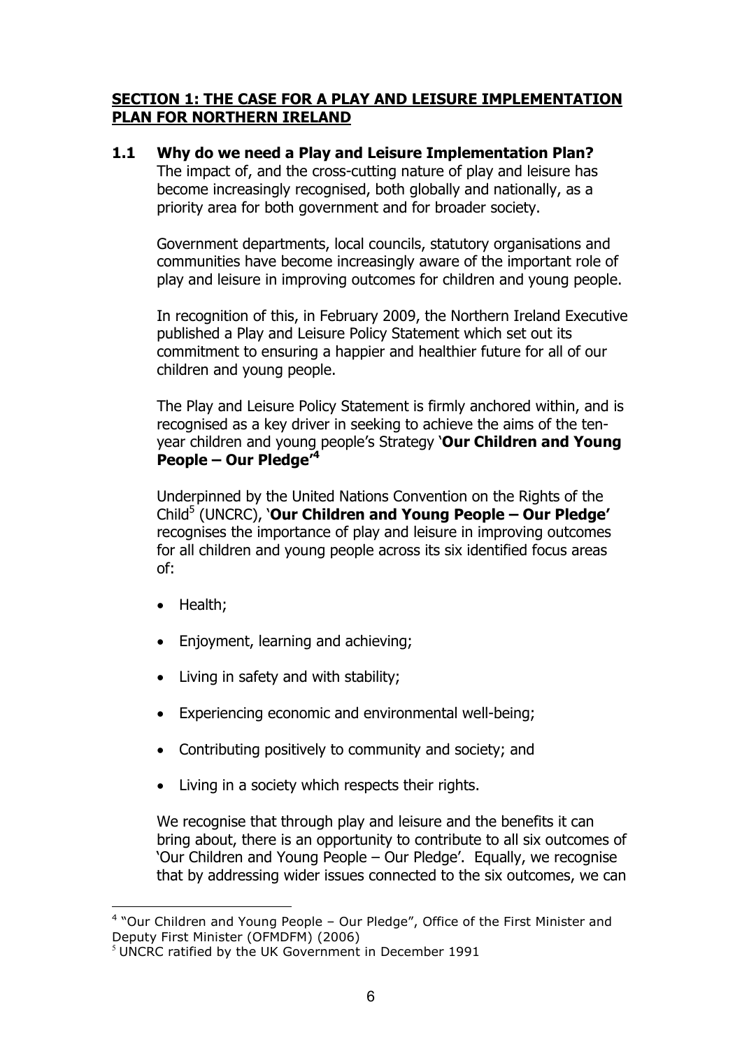## SECTION 1: THE CASE FOR A PLAY AND LEISURE IMPLEMENTATION PLAN FOR NORTHERN IRELAND

### 1.1 Why do we need a Play and Leisure Implementation Plan?

The impact of, and the cross-cutting nature of play and leisure has become increasingly recognised, both globally and nationally, as a priority area for both government and for broader society.

Government departments, local councils, statutory organisations and communities have become increasingly aware of the important role of play and leisure in improving outcomes for children and young people.

In recognition of this, in February 2009, the Northern Ireland Executive published a Play and Leisure Policy Statement which set out its commitment to ensuring a happier and healthier future for all of our children and young people.

The Play and Leisure Policy Statement is firmly anchored within, and is recognised as a key driver in seeking to achieve the aims of the ten-year children and young people's Strategy '**Our Children and Young People – Our Pledge'**[4]

Underpinned by the United Nations Convention on the Rights of the Child[5] (UNCRC), '**Our Children and Young People – Our Pledge'** recognises the importance of play and leisure in improving outcomes for all children and young people across its six identified focus areas of:

- Health;
- Enjoyment, learning and achieving;
- Living in safety and with stability;
- Experiencing economic and environmental well-being;
- Contributing positively to community and society; and
- Living in a society which respects their rights.

We recognise that through play and leisure and the benefits it can bring about, there is an opportunity to contribute to all six outcomes of 'Our Children and Young People – Our Pledge'. Equally, we recognise that by addressing wider issues connected to the six outcomes, we can

---

[4] "Our Children and Young People – Our Pledge", Office of the First Minister and Deputy First Minister (OFMDFM) (2006)

[5] UNCRC ratified by the UK Government in December 1991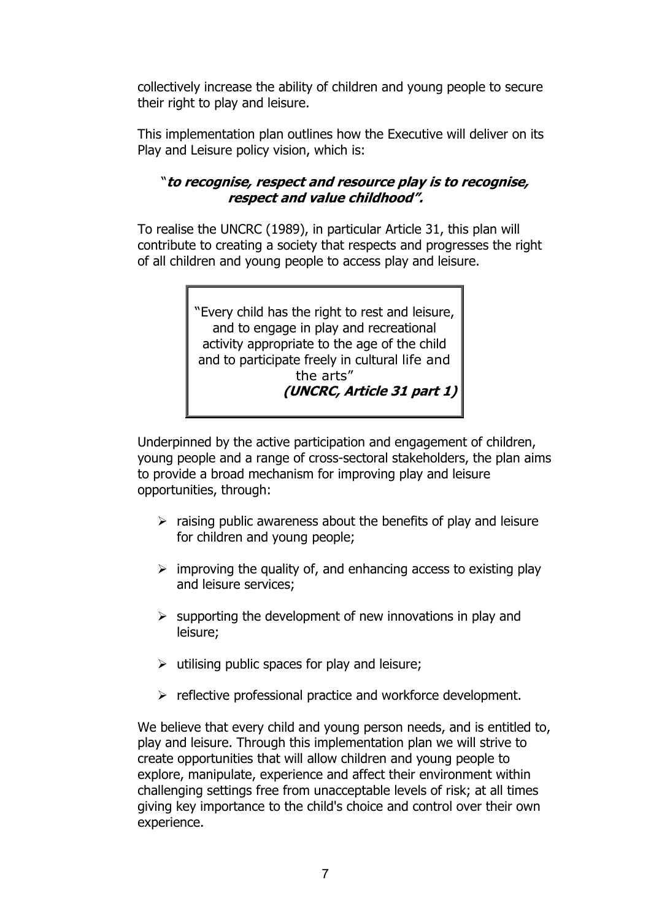collectively increase the ability of children and young people to secure their right to play and leisure.

This implementation plan outlines how the Executive will deliver on its Play and Leisure policy vision, which is:

> "***to recognise, respect and resource play is to recognise, respect and value childhood".***

To realise the UNCRC (1989), in particular Article 31, this plan will contribute to creating a society that respects and progresses the right of all children and young people to access play and leisure.

> "Every child has the right to rest and leisure, and to engage in play and recreational activity appropriate to the age of the child and to participate freely in cultural life and the arts"
> ***(UNCRC, Article 31 part 1)***

Underpinned by the active participation and engagement of children, young people and a range of cross-sectoral stakeholders, the plan aims to provide a broad mechanism for improving play and leisure opportunities, through:

- raising public awareness about the benefits of play and leisure for children and young people;
- improving the quality of, and enhancing access to existing play and leisure services;
- supporting the development of new innovations in play and leisure;
- utilising public spaces for play and leisure;
- reflective professional practice and workforce development.

We believe that every child and young person needs, and is entitled to, play and leisure. Through this implementation plan we will strive to create opportunities that will allow children and young people to explore, manipulate, experience and affect their environment within challenging settings free from unacceptable levels of risk; at all times giving key importance to the child's choice and control over their own experience.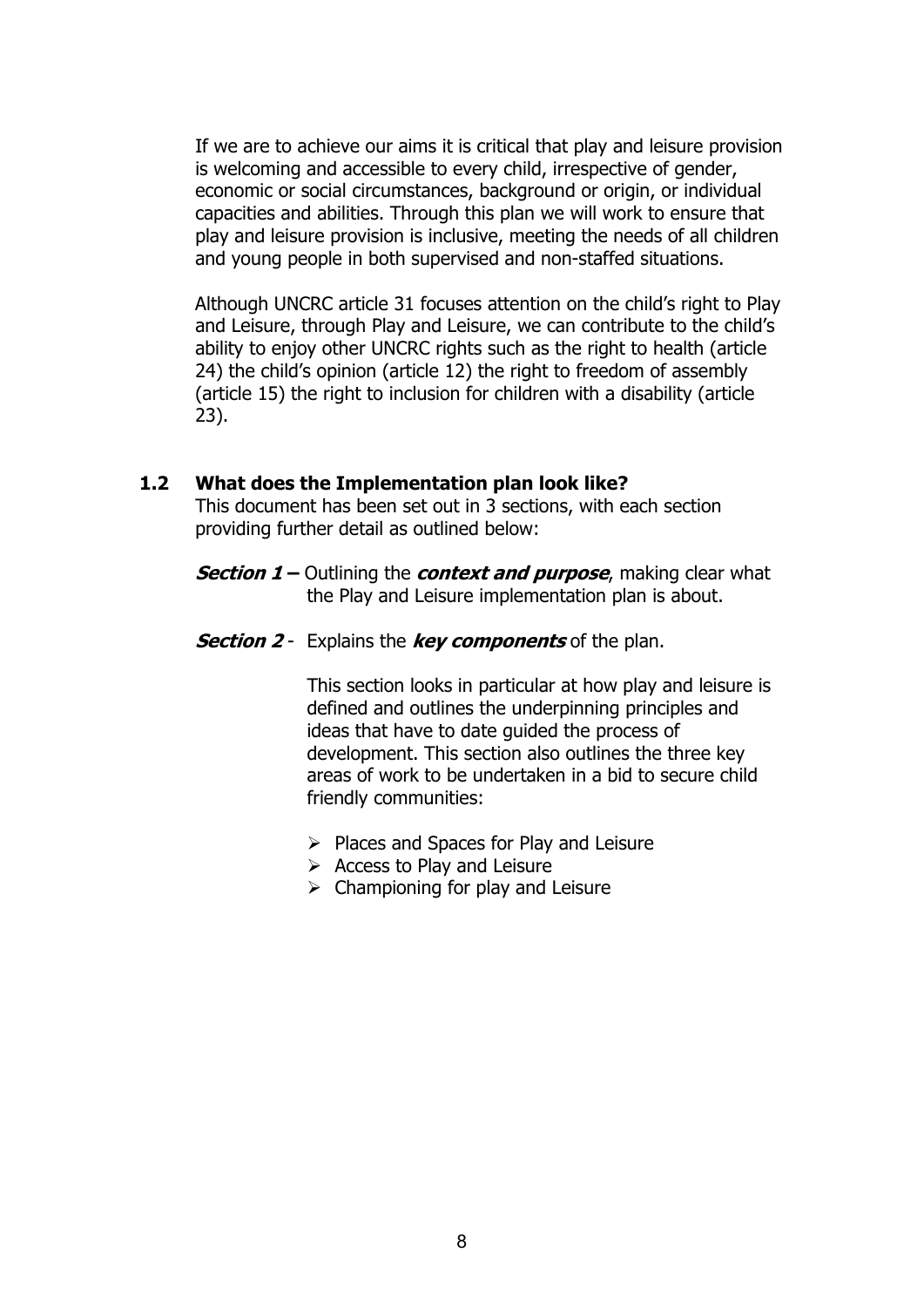If we are to achieve our aims it is critical that play and leisure provision is welcoming and accessible to every child, irrespective of gender, economic or social circumstances, background or origin, or individual capacities and abilities. Through this plan we will work to ensure that play and leisure provision is inclusive, meeting the needs of all children and young people in both supervised and non-staffed situations.

Although UNCRC article 31 focuses attention on the child's right to Play and Leisure, through Play and Leisure, we can contribute to the child's ability to enjoy other UNCRC rights such as the right to health (article 24) the child's opinion (article 12) the right to freedom of assembly (article 15) the right to inclusion for children with a disability (article 23).

### 1.2 What does the Implementation plan look like?

This document has been set out in 3 sections, with each section providing further detail as outlined below:

***Section 1 –*** Outlining the ***context and purpose***, making clear what the Play and Leisure implementation plan is about.

***Section 2*** - Explains the ***key components*** of the plan.

This section looks in particular at how play and leisure is defined and outlines the underpinning principles and ideas that have to date guided the process of development. This section also outlines the three key areas of work to be undertaken in a bid to secure child friendly communities:

- Places and Spaces for Play and Leisure
- Access to Play and Leisure
- Championing for play and Leisure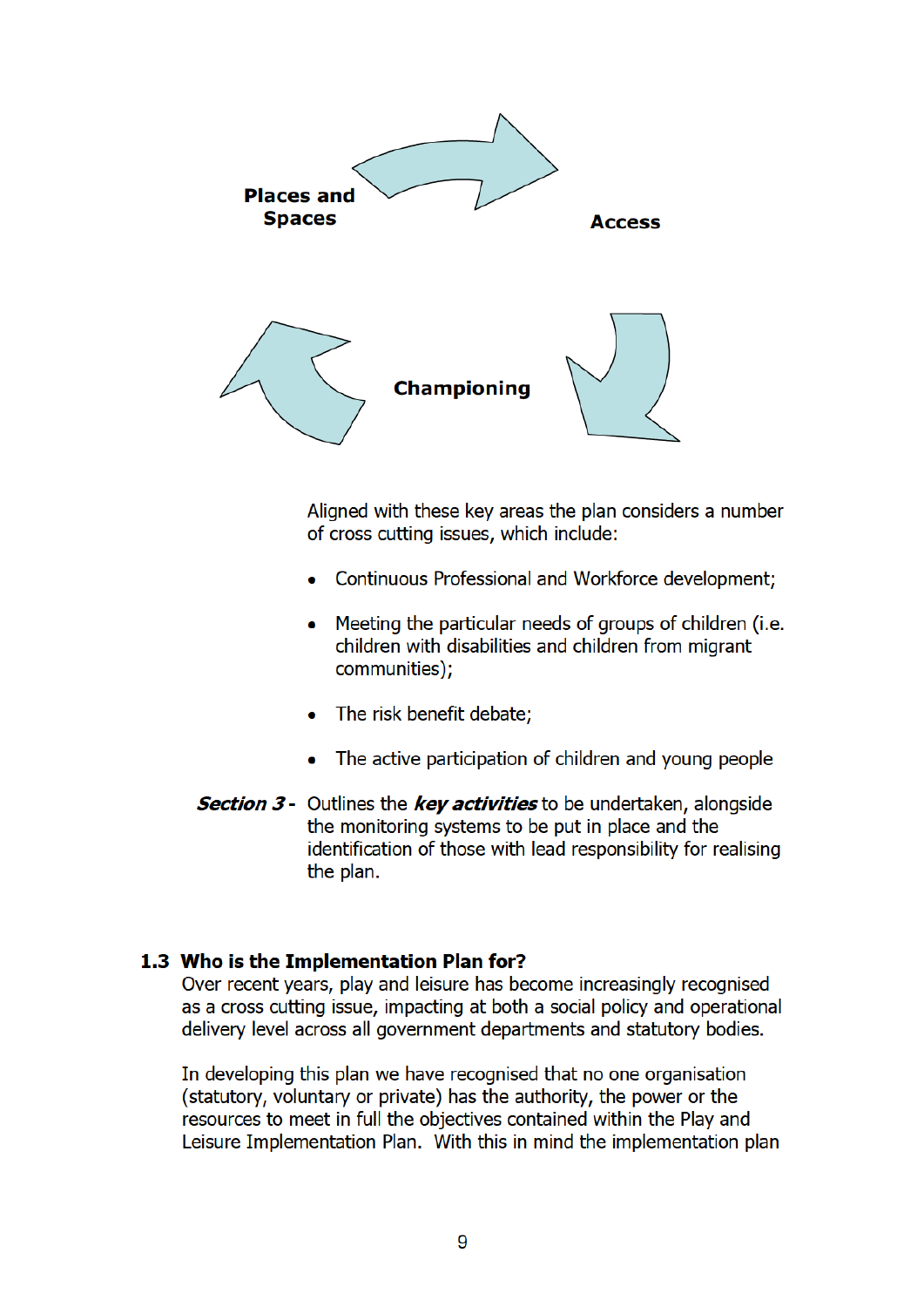Places and Spaces

Access

Championing

Aligned with these key areas the plan considers a number of cross cutting issues, which include:

- Continuous Professional and Workforce development;
- Meeting the particular needs of groups of children (i.e. children with disabilities and children from migrant communities);
- The risk benefit debate;
- The active participation of children and young people

***Section 3*** - Outlines the ***key activities*** to be undertaken, alongside the monitoring systems to be put in place and the identification of those with lead responsibility for realising the plan.

### 1.3 Who is the Implementation Plan for?

Over recent years, play and leisure has become increasingly recognised as a cross cutting issue, impacting at both a social policy and operational delivery level across all government departments and statutory bodies.

In developing this plan we have recognised that no one organisation (statutory, voluntary or private) has the authority, the power or the resources to meet in full the objectives contained within the Play and Leisure Implementation Plan. With this in mind the implementation plan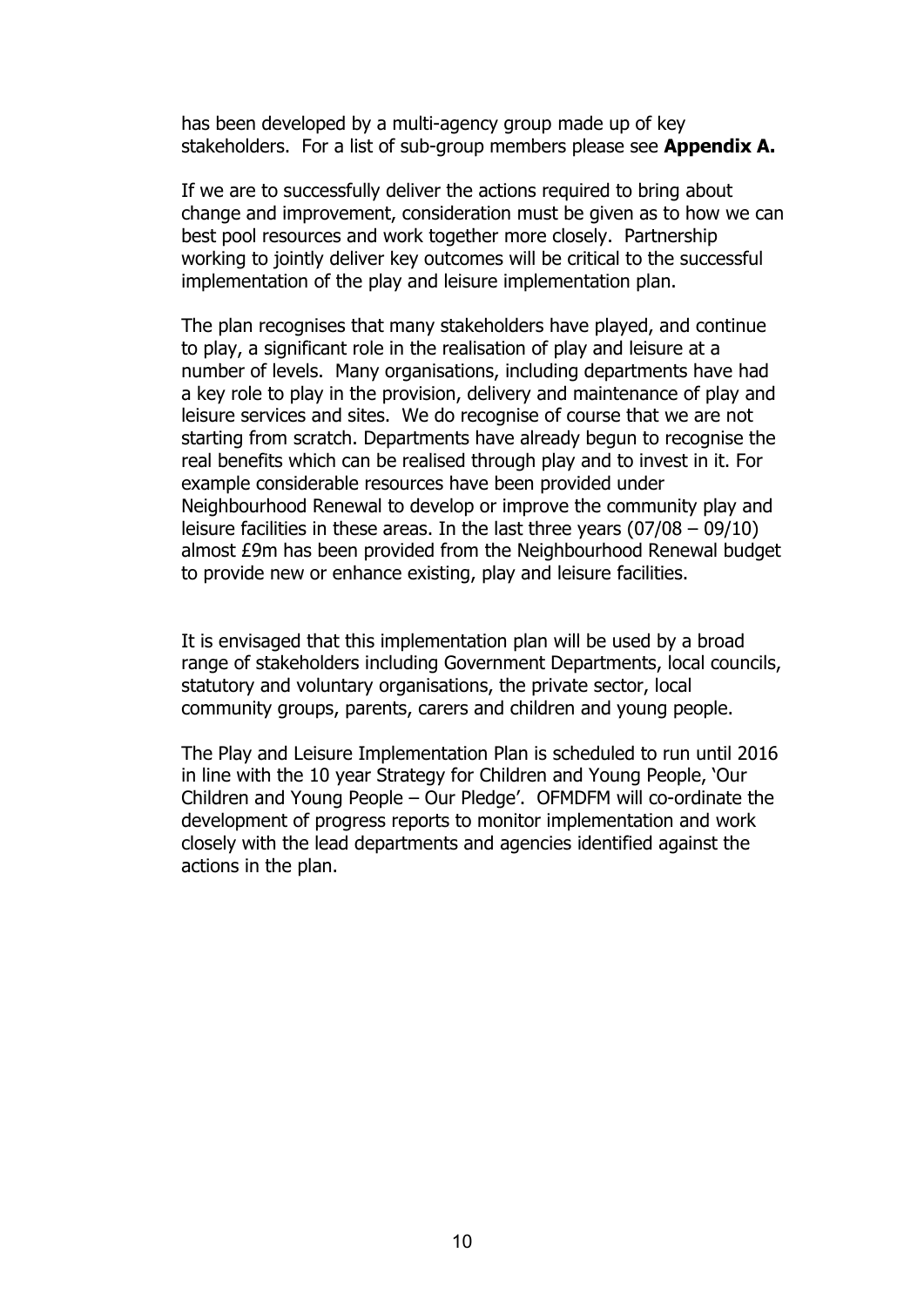has been developed by a multi-agency group made up of key stakeholders. For a list of sub-group members please see **Appendix A.**

If we are to successfully deliver the actions required to bring about change and improvement, consideration must be given as to how we can best pool resources and work together more closely. Partnership working to jointly deliver key outcomes will be critical to the successful implementation of the play and leisure implementation plan.

The plan recognises that many stakeholders have played, and continue to play, a significant role in the realisation of play and leisure at a number of levels. Many organisations, including departments have had a key role to play in the provision, delivery and maintenance of play and leisure services and sites. We do recognise of course that we are not starting from scratch. Departments have already begun to recognise the real benefits which can be realised through play and to invest in it. For example considerable resources have been provided under Neighbourhood Renewal to develop or improve the community play and leisure facilities in these areas. In the last three years (07/08 – 09/10) almost £9m has been provided from the Neighbourhood Renewal budget to provide new or enhance existing, play and leisure facilities.

It is envisaged that this implementation plan will be used by a broad range of stakeholders including Government Departments, local councils, statutory and voluntary organisations, the private sector, local community groups, parents, carers and children and young people.

The Play and Leisure Implementation Plan is scheduled to run until 2016 in line with the 10 year Strategy for Children and Young People, 'Our Children and Young People – Our Pledge'. OFMDFM will co-ordinate the development of progress reports to monitor implementation and work closely with the lead departments and agencies identified against the actions in the plan.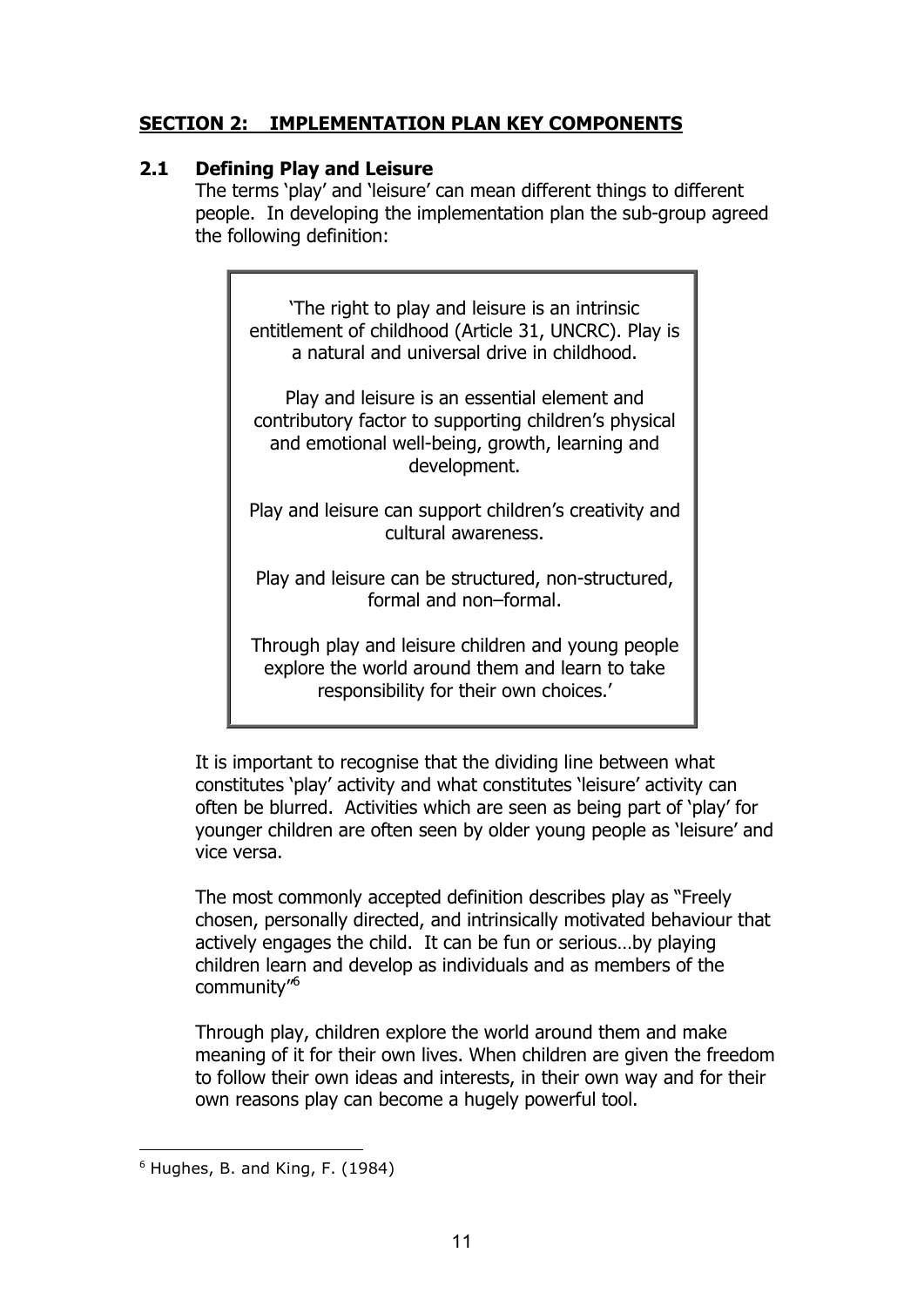## SECTION 2: IMPLEMENTATION PLAN KEY COMPONENTS

### 2.1 Defining Play and Leisure

The terms 'play' and 'leisure' can mean different things to different people. In developing the implementation plan the sub-group agreed the following definition:

> 'The right to play and leisure is an intrinsic entitlement of childhood (Article 31, UNCRC). Play is a natural and universal drive in childhood.
>
> Play and leisure is an essential element and contributory factor to supporting children's physical and emotional well-being, growth, learning and development.
>
> Play and leisure can support children's creativity and cultural awareness.
>
> Play and leisure can be structured, non-structured, formal and non–formal.
>
> Through play and leisure children and young people explore the world around them and learn to take responsibility for their own choices.'

It is important to recognise that the dividing line between what constitutes 'play' activity and what constitutes 'leisure' activity can often be blurred. Activities which are seen as being part of 'play' for younger children are often seen by older young people as 'leisure' and vice versa.

The most commonly accepted definition describes play as "Freely chosen, personally directed, and intrinsically motivated behaviour that actively engages the child. It can be fun or serious…by playing children learn and develop as individuals and as members of the community"[6]

Through play, children explore the world around them and make meaning of it for their own lives. When children are given the freedom to follow their own ideas and interests, in their own way and for their own reasons play can become a hugely powerful tool.

---

[6] Hughes, B. and King, F. (1984)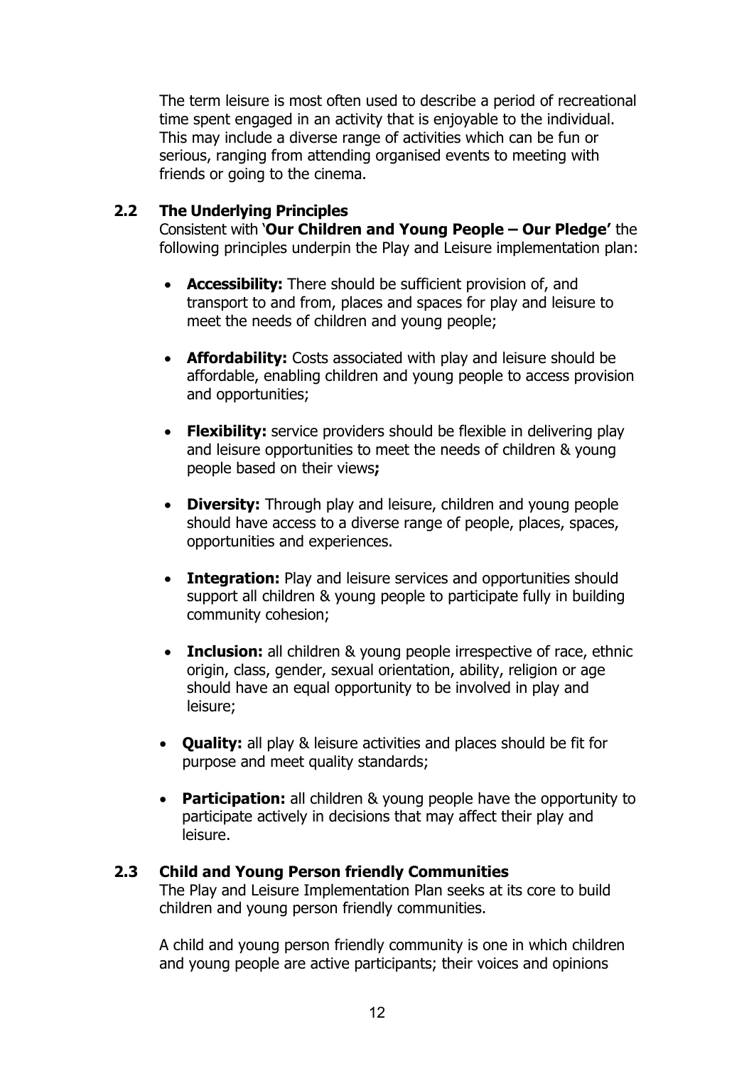The term leisure is most often used to describe a period of recreational time spent engaged in an activity that is enjoyable to the individual. This may include a diverse range of activities which can be fun or serious, ranging from attending organised events to meeting with friends or going to the cinema.

### 2.2 The Underlying Principles

Consistent with '**Our Children and Young People – Our Pledge'** the following principles underpin the Play and Leisure implementation plan:

- **Accessibility:** There should be sufficient provision of, and transport to and from, places and spaces for play and leisure to meet the needs of children and young people;
- **Affordability:** Costs associated with play and leisure should be affordable, enabling children and young people to access provision and opportunities;
- **Flexibility:** service providers should be flexible in delivering play and leisure opportunities to meet the needs of children & young people based on their views**;**
- **Diversity:** Through play and leisure, children and young people should have access to a diverse range of people, places, spaces, opportunities and experiences.
- **Integration:** Play and leisure services and opportunities should support all children & young people to participate fully in building community cohesion;
- **Inclusion:** all children & young people irrespective of race, ethnic origin, class, gender, sexual orientation, ability, religion or age should have an equal opportunity to be involved in play and leisure;
- **Quality:** all play & leisure activities and places should be fit for purpose and meet quality standards;
- **Participation:** all children & young people have the opportunity to participate actively in decisions that may affect their play and leisure.

### 2.3 Child and Young Person friendly Communities

The Play and Leisure Implementation Plan seeks at its core to build children and young person friendly communities.

A child and young person friendly community is one in which children and young people are active participants; their voices and opinions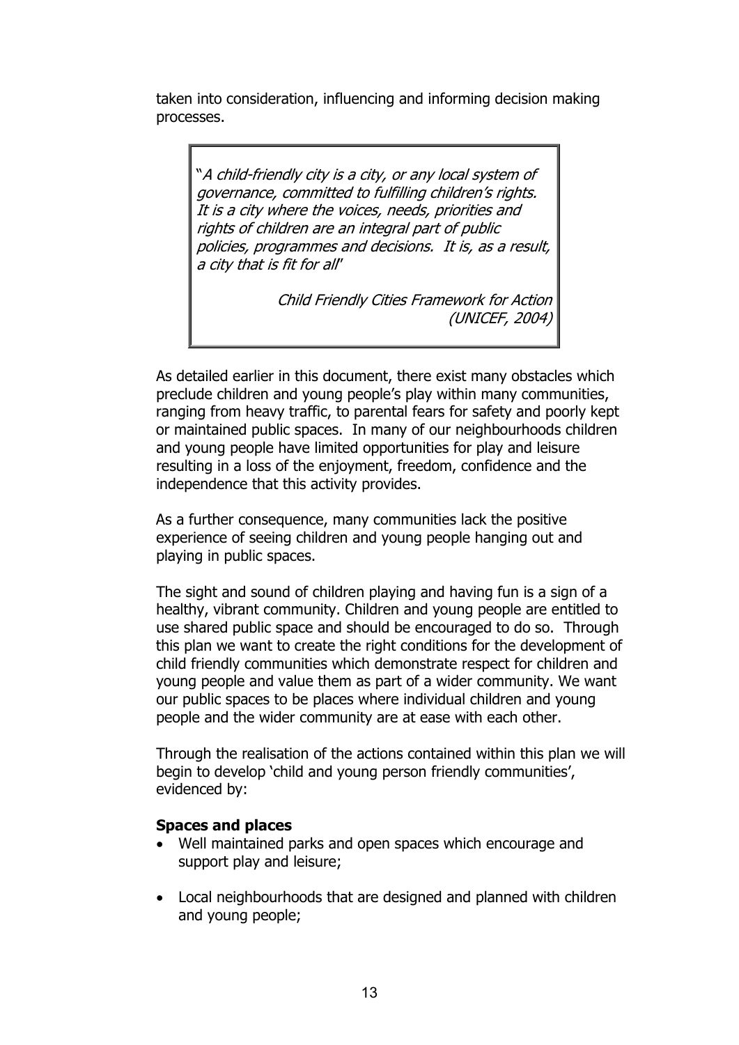taken into consideration, influencing and informing decision making processes.

> "*A child-friendly city is a city, or any local system of governance, committed to fulfilling children's rights. It is a city where the voices, needs, priorities and rights of children are an integral part of public policies, programmes and decisions. It is, as a result, a city that is fit for all*"
>
> *Child Friendly Cities Framework for Action (UNICEF, 2004)*

As detailed earlier in this document, there exist many obstacles which preclude children and young people's play within many communities, ranging from heavy traffic, to parental fears for safety and poorly kept or maintained public spaces. In many of our neighbourhoods children and young people have limited opportunities for play and leisure resulting in a loss of the enjoyment, freedom, confidence and the independence that this activity provides.

As a further consequence, many communities lack the positive experience of seeing children and young people hanging out and playing in public spaces.

The sight and sound of children playing and having fun is a sign of a healthy, vibrant community. Children and young people are entitled to use shared public space and should be encouraged to do so. Through this plan we want to create the right conditions for the development of child friendly communities which demonstrate respect for children and young people and value them as part of a wider community. We want our public spaces to be places where individual children and young people and the wider community are at ease with each other.

Through the realisation of the actions contained within this plan we will begin to develop 'child and young person friendly communities', evidenced by:

**Spaces and places**

- Well maintained parks and open spaces which encourage and support play and leisure;
- Local neighbourhoods that are designed and planned with children and young people;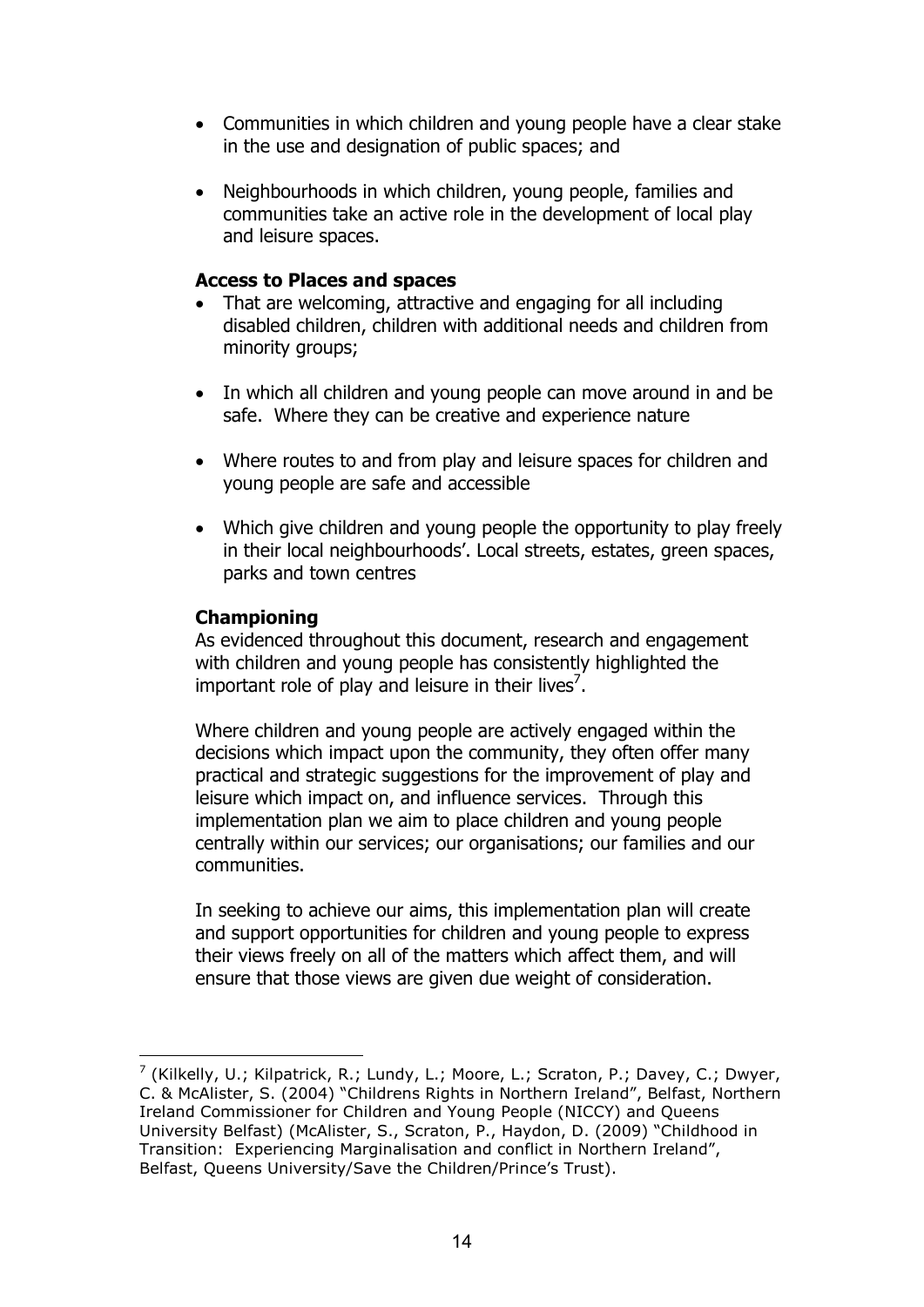- Communities in which children and young people have a clear stake in the use and designation of public spaces; and

- Neighbourhoods in which children, young people, families and communities take an active role in the development of local play and leisure spaces.

**Access to Places and spaces**

- That are welcoming, attractive and engaging for all including disabled children, children with additional needs and children from minority groups;

- In which all children and young people can move around in and be safe. Where they can be creative and experience nature

- Where routes to and from play and leisure spaces for children and young people are safe and accessible

- Which give children and young people the opportunity to play freely in their local neighbourhoods'. Local streets, estates, green spaces, parks and town centres

**Championing**

As evidenced throughout this document, research and engagement with children and young people has consistently highlighted the important role of play and leisure in their lives[7].

Where children and young people are actively engaged within the decisions which impact upon the community, they often offer many practical and strategic suggestions for the improvement of play and leisure which impact on, and influence services. Through this implementation plan we aim to place children and young people centrally within our services; our organisations; our families and our communities.

In seeking to achieve our aims, this implementation plan will create and support opportunities for children and young people to express their views freely on all of the matters which affect them, and will ensure that those views are given due weight of consideration.

---

[7] (Kilkelly, U.; Kilpatrick, R.; Lundy, L.; Moore, L.; Scraton, P.; Davey, C.; Dwyer, C. & McAlister, S. (2004) "Childrens Rights in Northern Ireland", Belfast, Northern Ireland Commissioner for Children and Young People (NICCY) and Queens University Belfast) (McAlister, S., Scraton, P., Haydon, D. (2009) "Childhood in Transition: Experiencing Marginalisation and conflict in Northern Ireland", Belfast, Queens University/Save the Children/Prince's Trust).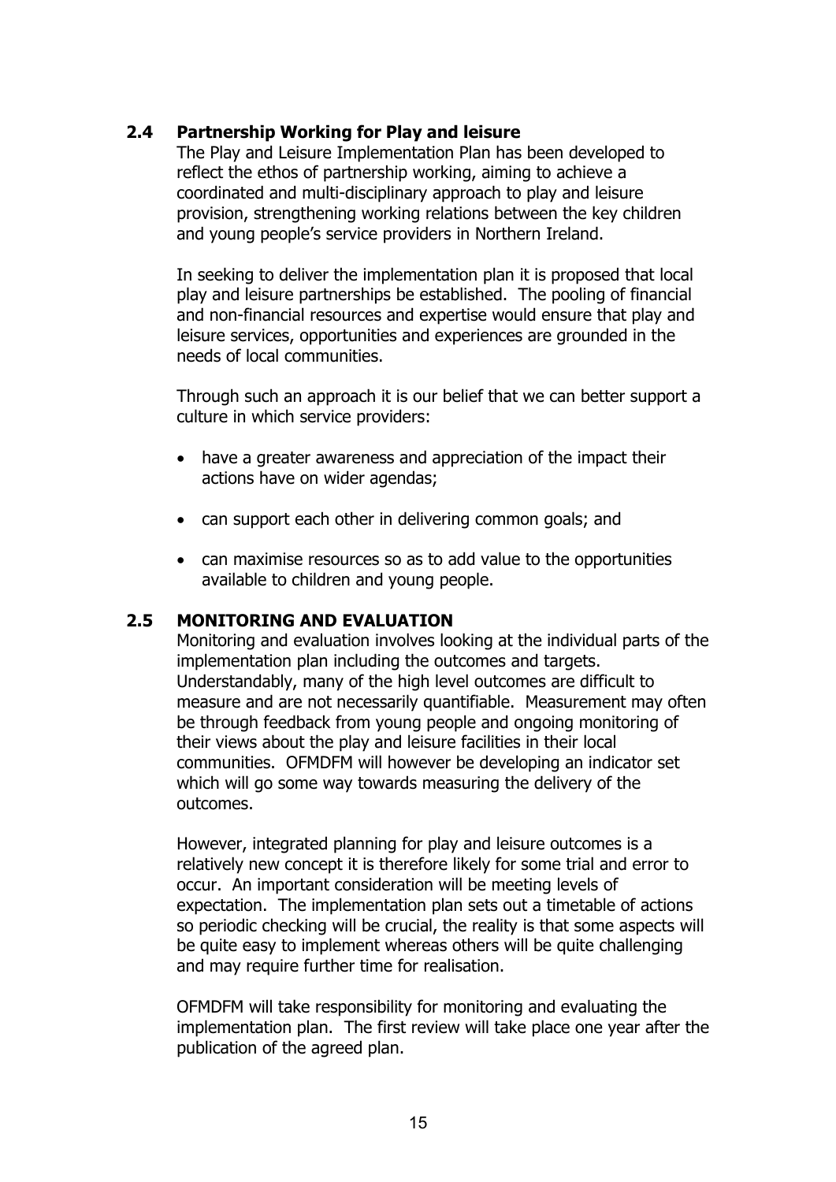## 2.4 Partnership Working for Play and leisure

The Play and Leisure Implementation Plan has been developed to reflect the ethos of partnership working, aiming to achieve a coordinated and multi-disciplinary approach to play and leisure provision, strengthening working relations between the key children and young people's service providers in Northern Ireland.

In seeking to deliver the implementation plan it is proposed that local play and leisure partnerships be established. The pooling of financial and non-financial resources and expertise would ensure that play and leisure services, opportunities and experiences are grounded in the needs of local communities.

Through such an approach it is our belief that we can better support a culture in which service providers:

- have a greater awareness and appreciation of the impact their actions have on wider agendas;
- can support each other in delivering common goals; and
- can maximise resources so as to add value to the opportunities available to children and young people.

## 2.5 MONITORING AND EVALUATION

Monitoring and evaluation involves looking at the individual parts of the implementation plan including the outcomes and targets. Understandably, many of the high level outcomes are difficult to measure and are not necessarily quantifiable. Measurement may often be through feedback from young people and ongoing monitoring of their views about the play and leisure facilities in their local communities. OFMDFM will however be developing an indicator set which will go some way towards measuring the delivery of the outcomes.

However, integrated planning for play and leisure outcomes is a relatively new concept it is therefore likely for some trial and error to occur. An important consideration will be meeting levels of expectation. The implementation plan sets out a timetable of actions so periodic checking will be crucial, the reality is that some aspects will be quite easy to implement whereas others will be quite challenging and may require further time for realisation.

OFMDFM will take responsibility for monitoring and evaluating the implementation plan. The first review will take place one year after the publication of the agreed plan.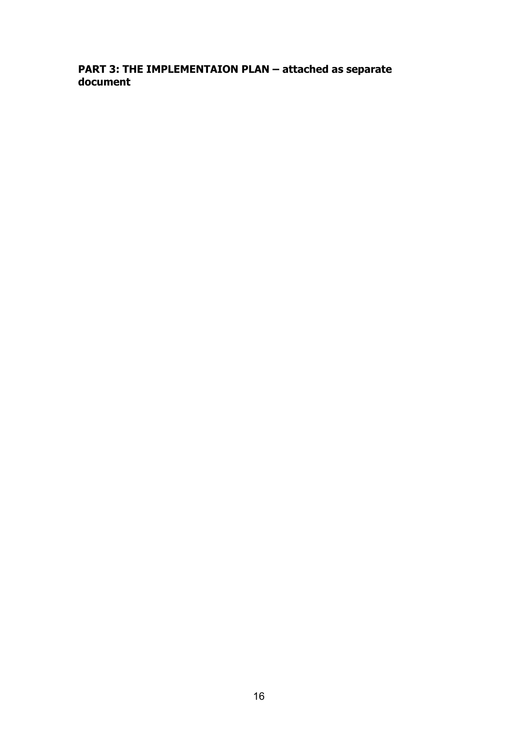**PART 3: THE IMPLEMENTAION PLAN – attached as separate document**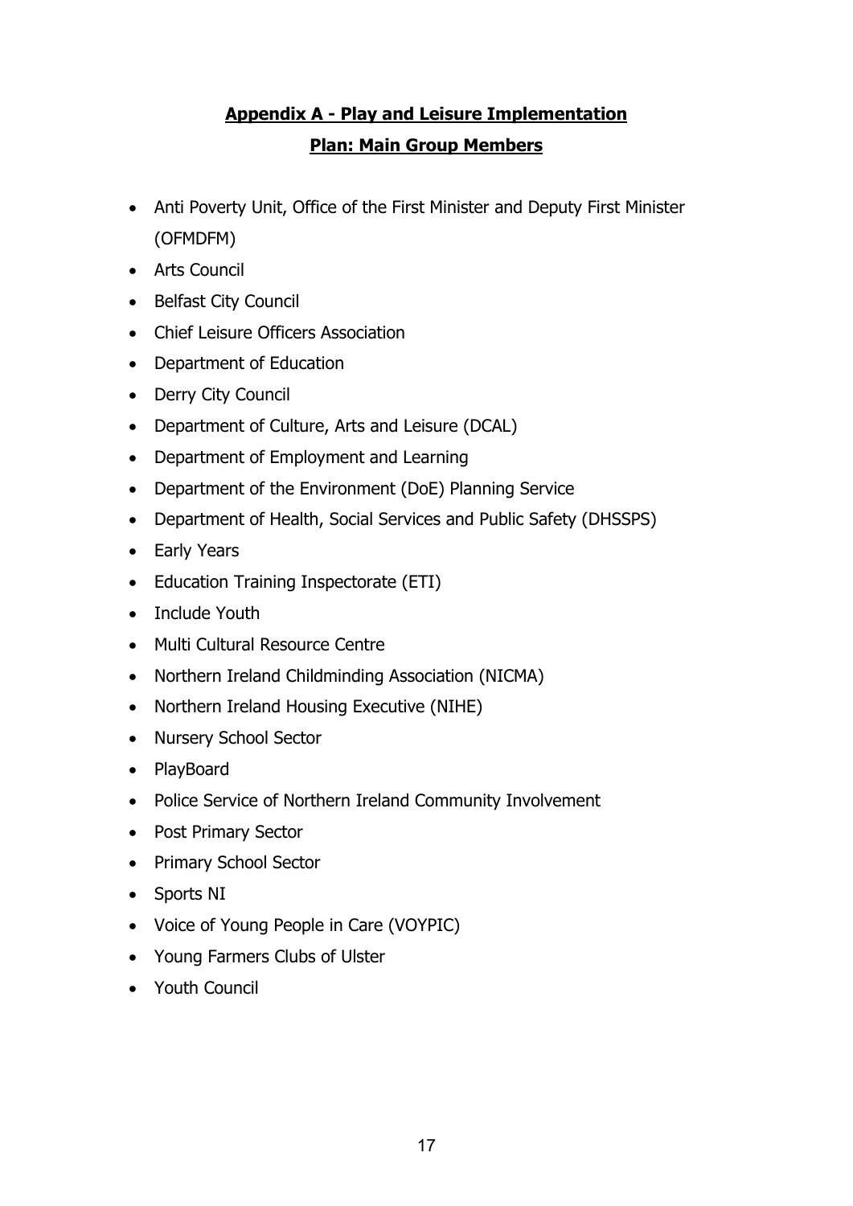## Appendix A - Play and Leisure Implementation Plan: Main Group Members

- Anti Poverty Unit, Office of the First Minister and Deputy First Minister (OFMDFM)
- Arts Council
- Belfast City Council
- Chief Leisure Officers Association
- Department of Education
- Derry City Council
- Department of Culture, Arts and Leisure (DCAL)
- Department of Employment and Learning
- Department of the Environment (DoE) Planning Service
- Department of Health, Social Services and Public Safety (DHSSPS)
- Early Years
- Education Training Inspectorate (ETI)
- Include Youth
- Multi Cultural Resource Centre
- Northern Ireland Childminding Association (NICMA)
- Northern Ireland Housing Executive (NIHE)
- Nursery School Sector
- PlayBoard
- Police Service of Northern Ireland Community Involvement
- Post Primary Sector
- Primary School Sector
- Sports NI
- Voice of Young People in Care (VOYPIC)
- Young Farmers Clubs of Ulster
- Youth Council